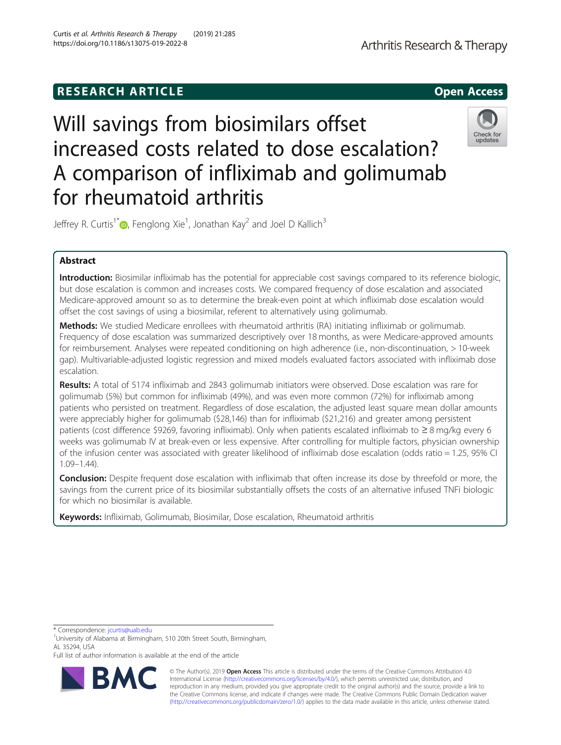RESEARCH ARTICLE

Open Access

# Will savings from biosimilars offset increased costs related to dose escalation? A comparison of infliximab and golimumab for rheumatoid arthritis

Jeffrey R. Curtis[1*], Fenglong Xie[1], Jonathan Kay[2] and Joel D Kallich[3]

## Abstract

**Introduction:** Biosimilar infliximab has the potential for appreciable cost savings compared to its reference biologic, but dose escalation is common and increases costs. We compared frequency of dose escalation and associated Medicare-approved amount so as to determine the break-even point at which infliximab dose escalation would offset the cost savings of using a biosimilar, referent to alternatively using golimumab.

**Methods:** We studied Medicare enrollees with rheumatoid arthritis (RA) initiating infliximab or golimumab. Frequency of dose escalation was summarized descriptively over 18 months, as were Medicare-approved amounts for reimbursement. Analyses were repeated conditioning on high adherence (i.e., non-discontinuation, > 10-week gap). Multivariable-adjusted logistic regression and mixed models evaluated factors associated with infliximab dose escalation.

**Results:** A total of 5174 infliximab and 2843 golimumab initiators were observed. Dose escalation was rare for golimumab (5%) but common for infliximab (49%), and was even more common (72%) for infliximab among patients who persisted on treatment. Regardless of dose escalation, the adjusted least square mean dollar amounts were appreciably higher for golimumab ($28,146) than for infliximab ($21,216) and greater among persistent patients (cost difference $9269, favoring infliximab). Only when patients escalated infliximab to ≥ 8 mg/kg every 6 weeks was golimumab IV at break-even or less expensive. After controlling for multiple factors, physician ownership of the infusion center was associated with greater likelihood of infliximab dose escalation (odds ratio = 1.25, 95% CI 1.09–1.44).

**Conclusion:** Despite frequent dose escalation with infliximab that often increase its dose by threefold or more, the savings from the current price of its biosimilar substantially offsets the costs of an alternative infused TNFi biologic for which no biosimilar is available.

**Keywords:** Infliximab, Golimumab, Biosimilar, Dose escalation, Rheumatoid arthritis

---

* Correspondence: jcurtis@uab.edu

[1]University of Alabama at Birmingham, 510 20th Street South, Birmingham, AL 35294, USA

Full list of author information is available at the end of the article

© The Author(s). 2019 **Open Access** This article is distributed under the terms of the Creative Commons Attribution 4.0 International License (http://creativecommons.org/licenses/by/4.0/), which permits unrestricted use, distribution, and reproduction in any medium, provided you give appropriate credit to the original author(s) and the source, provide a link to the Creative Commons license, and indicate if changes were made. The Creative Commons Public Domain Dedication waiver (http://creativecommons.org/publicdomain/zero/1.0/) applies to the data made available in this article, unless otherwise stated.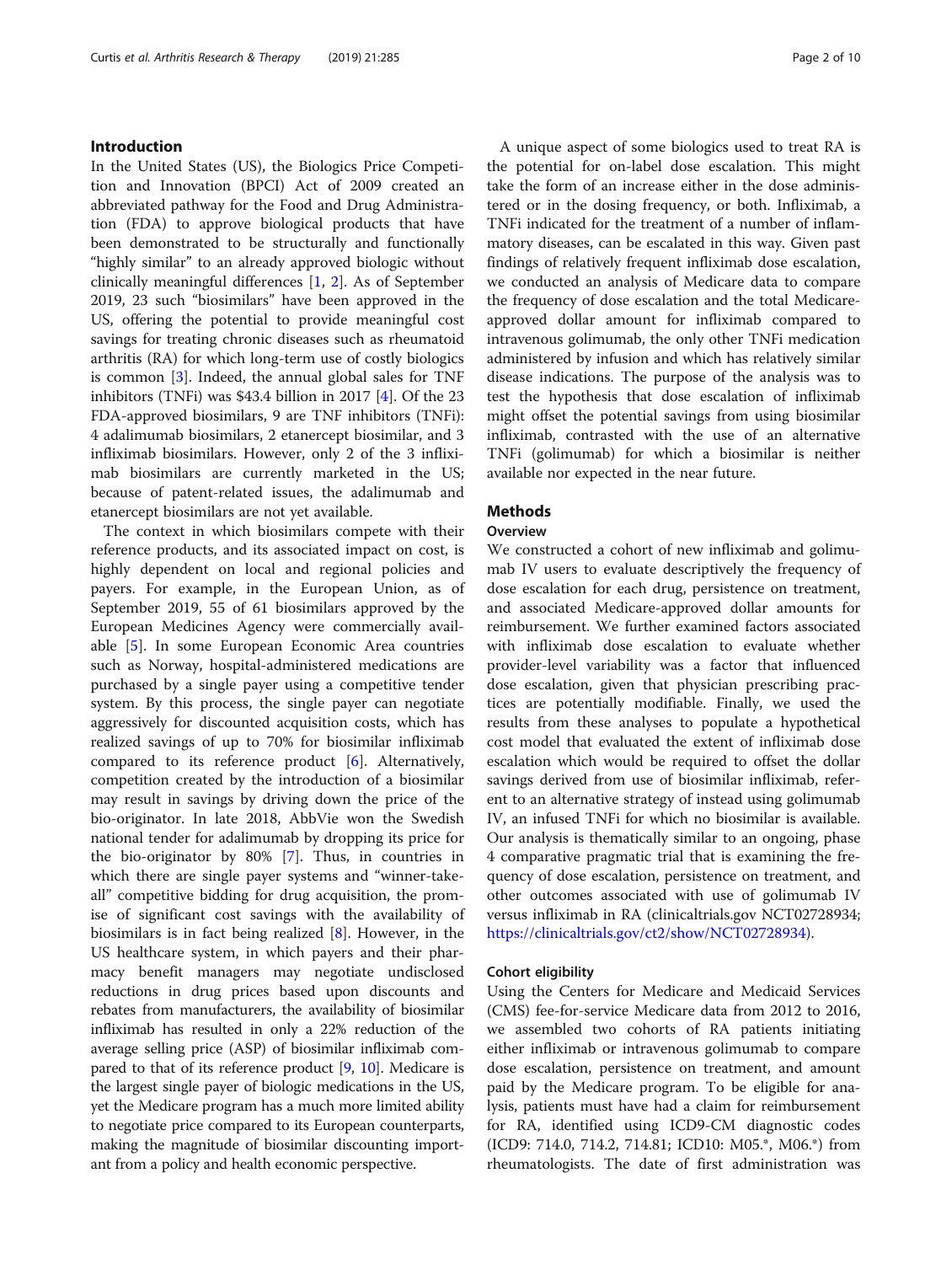## Introduction

In the United States (US), the Biologics Price Competition and Innovation (BPCI) Act of 2009 created an abbreviated pathway for the Food and Drug Administration (FDA) to approve biological products that have been demonstrated to be structurally and functionally "highly similar" to an already approved biologic without clinically meaningful differences [1, 2]. As of September 2019, 23 such "biosimilars" have been approved in the US, offering the potential to provide meaningful cost savings for treating chronic diseases such as rheumatoid arthritis (RA) for which long-term use of costly biologics is common [3]. Indeed, the annual global sales for TNF inhibitors (TNFi) was $43.4 billion in 2017 [4]. Of the 23 FDA-approved biosimilars, 9 are TNF inhibitors (TNFi): 4 adalimumab biosimilars, 2 etanercept biosimilar, and 3 infliximab biosimilars. However, only 2 of the 3 infliximab biosimilars are currently marketed in the US; because of patent-related issues, the adalimumab and etanercept biosimilars are not yet available.

The context in which biosimilars compete with their reference products, and its associated impact on cost, is highly dependent on local and regional policies and payers. For example, in the European Union, as of September 2019, 55 of 61 biosimilars approved by the European Medicines Agency were commercially available [5]. In some European Economic Area countries such as Norway, hospital-administered medications are purchased by a single payer using a competitive tender system. By this process, the single payer can negotiate aggressively for discounted acquisition costs, which has realized savings of up to 70% for biosimilar infliximab compared to its reference product [6]. Alternatively, competition created by the introduction of a biosimilar may result in savings by driving down the price of the bio-originator. In late 2018, AbbVie won the Swedish national tender for adalimumab by dropping its price for the bio-originator by 80% [7]. Thus, in countries in which there are single payer systems and "winner-take-all" competitive bidding for drug acquisition, the promise of significant cost savings with the availability of biosimilars is in fact being realized [8]. However, in the US healthcare system, in which payers and their pharmacy benefit managers may negotiate undisclosed reductions in drug prices based upon discounts and rebates from manufacturers, the availability of biosimilar infliximab has resulted in only a 22% reduction of the average selling price (ASP) of biosimilar infliximab compared to that of its reference product [9, 10]. Medicare is the largest single payer of biologic medications in the US, yet the Medicare program has a much more limited ability to negotiate price compared to its European counterparts, making the magnitude of biosimilar discounting important from a policy and health economic perspective.

A unique aspect of some biologics used to treat RA is the potential for on-label dose escalation. This might take the form of an increase either in the dose administered or in the dosing frequency, or both. Infliximab, a TNFi indicated for the treatment of a number of inflammatory diseases, can be escalated in this way. Given past findings of relatively frequent infliximab dose escalation, we conducted an analysis of Medicare data to compare the frequency of dose escalation and the total Medicare-approved dollar amount for infliximab compared to intravenous golimumab, the only other TNFi medication administered by infusion and which has relatively similar disease indications. The purpose of the analysis was to test the hypothesis that dose escalation of infliximab might offset the potential savings from using biosimilar infliximab, contrasted with the use of an alternative TNFi (golimumab) for which a biosimilar is neither available nor expected in the near future.

## Methods

### Overview

We constructed a cohort of new infliximab and golimumab IV users to evaluate descriptively the frequency of dose escalation for each drug, persistence on treatment, and associated Medicare-approved dollar amounts for reimbursement. We further examined factors associated with infliximab dose escalation to evaluate whether provider-level variability was a factor that influenced dose escalation, given that physician prescribing practices are potentially modifiable. Finally, we used the results from these analyses to populate a hypothetical cost model that evaluated the extent of infliximab dose escalation which would be required to offset the dollar savings derived from use of biosimilar infliximab, referent to an alternative strategy of instead using golimumab IV, an infused TNFi for which no biosimilar is available. Our analysis is thematically similar to an ongoing, phase 4 comparative pragmatic trial that is examining the frequency of dose escalation, persistence on treatment, and other outcomes associated with use of golimumab IV versus infliximab in RA (clinicaltrials.gov NCT02728934; https://clinicaltrials.gov/ct2/show/NCT02728934).

### Cohort eligibility

Using the Centers for Medicare and Medicaid Services (CMS) fee-for-service Medicare data from 2012 to 2016, we assembled two cohorts of RA patients initiating either infliximab or intravenous golimumab to compare dose escalation, persistence on treatment, and amount paid by the Medicare program. To be eligible for analysis, patients must have had a claim for reimbursement for RA, identified using ICD9-CM diagnostic codes (ICD9: 714.0, 714.2, 714.81; ICD10: M05.*, M06.*) from rheumatologists. The date of first administration was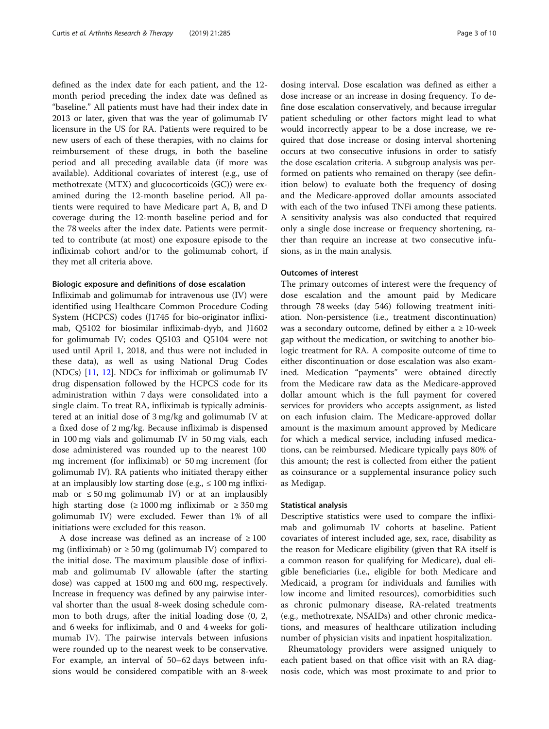defined as the index date for each patient, and the 12-month period preceding the index date was defined as "baseline." All patients must have had their index date in 2013 or later, given that was the year of golimumab IV licensure in the US for RA. Patients were required to be new users of each of these therapies, with no claims for reimbursement of these drugs, in both the baseline period and all preceding available data (if more was available). Additional covariates of interest (e.g., use of methotrexate (MTX) and glucocorticoids (GC)) were examined during the 12-month baseline period. All patients were required to have Medicare part A, B, and D coverage during the 12-month baseline period and for the 78 weeks after the index date. Patients were permitted to contribute (at most) one exposure episode to the infliximab cohort and/or to the golimumab cohort, if they met all criteria above.

### Biologic exposure and definitions of dose escalation

Infliximab and golimumab for intravenous use (IV) were identified using Healthcare Common Procedure Coding System (HCPCS) codes (J1745 for bio-originator infliximab, Q5102 for biosimilar infliximab-dyyb, and J1602 for golimumab IV; codes Q5103 and Q5104 were not used until April 1, 2018, and thus were not included in these data), as well as using National Drug Codes (NDCs) [11, 12]. NDCs for infliximab or golimumab IV drug dispensation followed by the HCPCS code for its administration within 7 days were consolidated into a single claim. To treat RA, infliximab is typically administered at an initial dose of 3 mg/kg and golimumab IV at a fixed dose of 2 mg/kg. Because infliximab is dispensed in 100 mg vials and golimumab IV in 50 mg vials, each dose administered was rounded up to the nearest 100 mg increment (for infliximab) or 50 mg increment (for golimumab IV). RA patients who initiated therapy either at an implausibly low starting dose (e.g., ≤ 100 mg infliximab or ≤ 50 mg golimumab IV) or at an implausibly high starting dose (≥ 1000 mg infliximab or ≥ 350 mg golimumab IV) were excluded. Fewer than 1% of all initiations were excluded for this reason.

A dose increase was defined as an increase of ≥ 100 mg (infliximab) or ≥ 50 mg (golimumab IV) compared to the initial dose. The maximum plausible dose of infliximab and golimumab IV allowable (after the starting dose) was capped at 1500 mg and 600 mg, respectively. Increase in frequency was defined by any pairwise interval shorter than the usual 8-week dosing schedule common to both drugs, after the initial loading dose (0, 2, and 6 weeks for infliximab, and 0 and 4 weeks for golimumab IV). The pairwise intervals between infusions were rounded up to the nearest week to be conservative. For example, an interval of 50–62 days between infusions would be considered compatible with an 8-week dosing interval. Dose escalation was defined as either a dose increase or an increase in dosing frequency. To define dose escalation conservatively, and because irregular patient scheduling or other factors might lead to what would incorrectly appear to be a dose increase, we required that dose increase or dosing interval shortening occurs at two consecutive infusions in order to satisfy the dose escalation criteria. A subgroup analysis was performed on patients who remained on therapy (see definition below) to evaluate both the frequency of dosing and the Medicare-approved dollar amounts associated with each of the two infused TNFi among these patients. A sensitivity analysis was also conducted that required only a single dose increase or frequency shortening, rather than require an increase at two consecutive infusions, as in the main analysis.

### Outcomes of interest

The primary outcomes of interest were the frequency of dose escalation and the amount paid by Medicare through 78 weeks (day 546) following treatment initiation. Non-persistence (i.e., treatment discontinuation) was a secondary outcome, defined by either a ≥ 10-week gap without the medication, or switching to another biologic treatment for RA. A composite outcome of time to either discontinuation or dose escalation was also examined. Medication "payments" were obtained directly from the Medicare raw data as the Medicare-approved dollar amount which is the full payment for covered services for providers who accepts assignment, as listed on each infusion claim. The Medicare-approved dollar amount is the maximum amount approved by Medicare for which a medical service, including infused medications, can be reimbursed. Medicare typically pays 80% of this amount; the rest is collected from either the patient as coinsurance or a supplemental insurance policy such as Medigap.

### Statistical analysis

Descriptive statistics were used to compare the infliximab and golimumab IV cohorts at baseline. Patient covariates of interest included age, sex, race, disability as the reason for Medicare eligibility (given that RA itself is a common reason for qualifying for Medicare), dual eligible beneficiaries (i.e., eligible for both Medicare and Medicaid, a program for individuals and families with low income and limited resources), comorbidities such as chronic pulmonary disease, RA-related treatments (e.g., methotrexate, NSAIDs) and other chronic medications, and measures of healthcare utilization including number of physician visits and inpatient hospitalization.

Rheumatology providers were assigned uniquely to each patient based on that office visit with an RA diagnosis code, which was most proximate to and prior to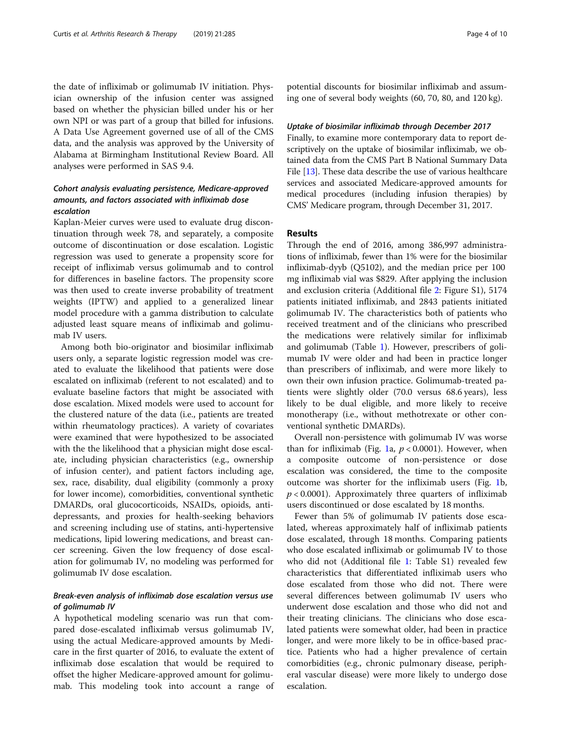the date of infliximab or golimumab IV initiation. Physician ownership of the infusion center was assigned based on whether the physician billed under his or her own NPI or was part of a group that billed for infusions. A Data Use Agreement governed use of all of the CMS data, and the analysis was approved by the University of Alabama at Birmingham Institutional Review Board. All analyses were performed in SAS 9.4.

### *Cohort analysis evaluating persistence, Medicare-approved amounts, and factors associated with infliximab dose escalation*

Kaplan-Meier curves were used to evaluate drug discontinuation through week 78, and separately, a composite outcome of discontinuation or dose escalation. Logistic regression was used to generate a propensity score for receipt of infliximab versus golimumab and to control for differences in baseline factors. The propensity score was then used to create inverse probability of treatment weights (IPTW) and applied to a generalized linear model procedure with a gamma distribution to calculate adjusted least square means of infliximab and golimumab IV users.

Among both bio-originator and biosimilar infliximab users only, a separate logistic regression model was created to evaluate the likelihood that patients were dose escalated on infliximab (referent to not escalated) and to evaluate baseline factors that might be associated with dose escalation. Mixed models were used to account for the clustered nature of the data (i.e., patients are treated within rheumatology practices). A variety of covariates were examined that were hypothesized to be associated with the the likelihood that a physician might dose escalate, including physician characteristics (e.g., ownership of infusion center), and patient factors including age, sex, race, disability, dual eligibility (commonly a proxy for lower income), comorbidities, conventional synthetic DMARDs, oral glucocorticoids, NSAIDs, opioids, antidepressants, and proxies for health-seeking behaviors and screening including use of statins, anti-hypertensive medications, lipid lowering medications, and breast cancer screening. Given the low frequency of dose escalation for golimumab IV, no modeling was performed for golimumab IV dose escalation.

### *Break-even analysis of infliximab dose escalation versus use of golimumab IV*

A hypothetical modeling scenario was run that compared dose-escalated infliximab versus golimumab IV, using the actual Medicare-approved amounts by Medicare in the first quarter of 2016, to evaluate the extent of infliximab dose escalation that would be required to offset the higher Medicare-approved amount for golimumab. This modeling took into account a range of potential discounts for biosimilar infliximab and assuming one of several body weights (60, 70, 80, and 120 kg).

### *Uptake of biosimilar infliximab through December 2017*

Finally, to examine more contemporary data to report descriptively on the uptake of biosimilar infliximab, we obtained data from the CMS Part B National Summary Data File [13]. These data describe the use of various healthcare services and associated Medicare-approved amounts for medical procedures (including infusion therapies) by CMS' Medicare program, through December 31, 2017.

## Results

Through the end of 2016, among 386,997 administrations of infliximab, fewer than 1% were for the biosimilar infliximab-dyyb (Q5102), and the median price per 100 mg infliximab vial was $829. After applying the inclusion and exclusion criteria (Additional file 2: Figure S1), 5174 patients initiated infliximab, and 2843 patients initiated golimumab IV. The characteristics both of patients who received treatment and of the clinicians who prescribed the medications were relatively similar for infliximab and golimumab (Table 1). However, prescribers of golimumab IV were older and had been in practice longer than prescribers of infliximab, and were more likely to own their own infusion practice. Golimumab-treated patients were slightly older (70.0 versus 68.6 years), less likely to be dual eligible, and more likely to receive monotherapy (i.e., without methotrexate or other conventional synthetic DMARDs).

Overall non-persistence with golimumab IV was worse than for infliximab (Fig. 1a, $p < 0.0001$). However, when a composite outcome of non-persistence or dose escalation was considered, the time to the composite outcome was shorter for the infliximab users (Fig. 1b, $p < 0.0001$). Approximately three quarters of infliximab users discontinued or dose escalated by 18 months.

Fewer than 5% of golimumab IV patients dose escalated, whereas approximately half of infliximab patients dose escalated, through 18 months. Comparing patients who dose escalated infliximab or golimumab IV to those who did not (Additional file 1: Table S1) revealed few characteristics that differentiated infliximab users who dose escalated from those who did not. There were several differences between golimumab IV users who underwent dose escalation and those who did not and their treating clinicians. The clinicians who dose escalated patients were somewhat older, had been in practice longer, and were more likely to be in office-based practice. Patients who had a higher prevalence of certain comorbidities (e.g., chronic pulmonary disease, peripheral vascular disease) were more likely to undergo dose escalation.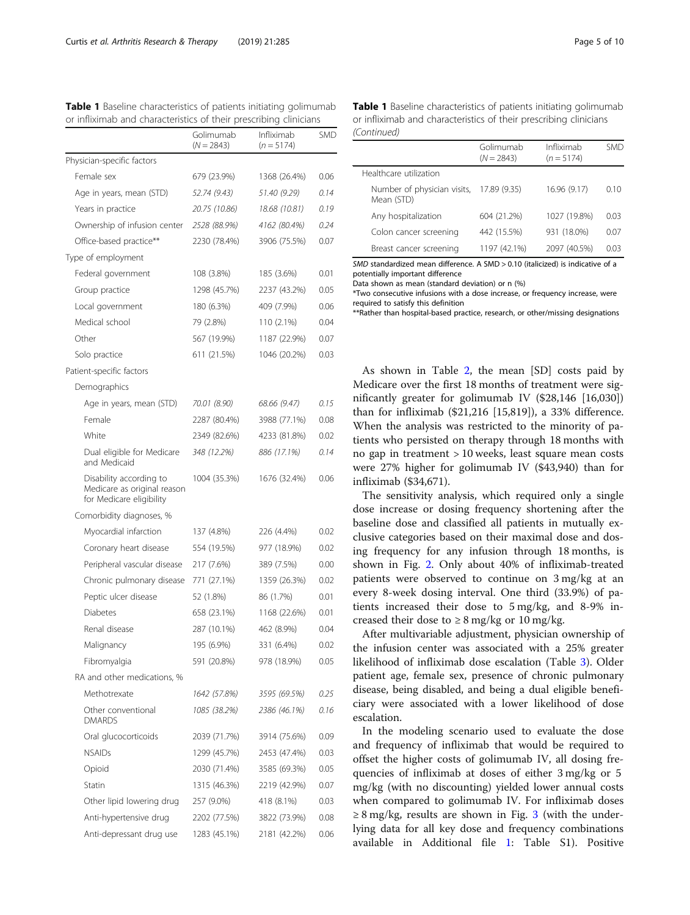**Table 1** Baseline characteristics of patients initiating golimumab or infliximab and characteristics of their prescribing clinicians

| | Golimumab (*N* = 2843) | Infliximab (*n* = 5174) | SMD |
|---|---|---|---|
| Physician-specific factors | | | |
| Female sex | 679 (23.9%) | 1368 (26.4%) | 0.06 |
| Age in years, mean (STD) | *52.74 (9.43)* | *51.40 (9.29)* | *0.14* |
| Years in practice | *20.75 (10.86)* | *18.68 (10.81)* | *0.19* |
| Ownership of infusion center | *2528 (88.9%)* | *4162 (80.4%)* | *0.24* |
| Office-based practice** | 2230 (78.4%) | 3906 (75.5%) | 0.07 |
| Type of employment | | | |
| Federal government | 108 (3.8%) | 185 (3.6%) | 0.01 |
| Group practice | 1298 (45.7%) | 2237 (43.2%) | 0.05 |
| Local government | 180 (6.3%) | 409 (7.9%) | 0.06 |
| Medical school | 79 (2.8%) | 110 (2.1%) | 0.04 |
| Other | 567 (19.9%) | 1187 (22.9%) | 0.07 |
| Solo practice | 611 (21.5%) | 1046 (20.2%) | 0.03 |
| Patient-specific factors | | | |
| Demographics | | | |
| Age in years, mean (STD) | *70.01 (8.90)* | *68.66 (9.47)* | *0.15* |
| Female | 2287 (80.4%) | 3988 (77.1%) | 0.08 |
| White | 2349 (82.6%) | 4233 (81.8%) | 0.02 |
| Dual eligible for Medicare and Medicaid | *348 (12.2%)* | *886 (17.1%)* | *0.14* |
| Disability according to Medicare as original reason for Medicare eligibility | 1004 (35.3%) | 1676 (32.4%) | 0.06 |
| Comorbidity diagnoses, % | | | |
| Myocardial infarction | 137 (4.8%) | 226 (4.4%) | 0.02 |
| Coronary heart disease | 554 (19.5%) | 977 (18.9%) | 0.02 |
| Peripheral vascular disease | 217 (7.6%) | 389 (7.5%) | 0.00 |
| Chronic pulmonary disease | 771 (27.1%) | 1359 (26.3%) | 0.02 |
| Peptic ulcer disease | 52 (1.8%) | 86 (1.7%) | 0.01 |
| Diabetes | 658 (23.1%) | 1168 (22.6%) | 0.01 |
| Renal disease | 287 (10.1%) | 462 (8.9%) | 0.04 |
| Malignancy | 195 (6.9%) | 331 (6.4%) | 0.02 |
| Fibromyalgia | 591 (20.8%) | 978 (18.9%) | 0.05 |
| RA and other medications, % | | | |
| Methotrexate | *1642 (57.8%)* | *3595 (69.5%)* | *0.25* |
| Other conventional DMARDS | *1085 (38.2%)* | *2386 (46.1%)* | *0.16* |
| Oral glucocorticoids | 2039 (71.7%) | 3914 (75.6%) | 0.09 |
| NSAIDs | 1299 (45.7%) | 2453 (47.4%) | 0.03 |
| Opioid | 2030 (71.4%) | 3585 (69.3%) | 0.05 |
| Statin | 1315 (46.3%) | 2219 (42.9%) | 0.07 |
| Other lipid lowering drug | 257 (9.0%) | 418 (8.1%) | 0.03 |
| Anti-hypertensive drug | 2202 (77.5%) | 3822 (73.9%) | 0.08 |
| Anti-depressant drug use | 1283 (45.1%) | 2181 (42.2%) | 0.06 |
| Healthcare utilization | | | |
| Number of physician visits, Mean (STD) | 17.89 (9.35) | 16.96 (9.17) | 0.10 |
| Any hospitalization | 604 (21.2%) | 1027 (19.8%) | 0.03 |
| Colon cancer screening | 442 (15.5%) | 931 (18.0%) | 0.07 |
| Breast cancer screening | 1197 (42.1%) | 2097 (40.5%) | 0.03 |

*SMD* standardized mean difference. A SMD > 0.10 (italicized) is indicative of a potentially important difference

Data shown as mean (standard deviation) or n (%)

*Two consecutive infusions with a dose increase, or frequency increase, were required to satisfy this definition

**Rather than hospital-based practice, research, or other/missing designations

As shown in Table 2, the mean [SD] costs paid by Medicare over the first 18 months of treatment were significantly greater for golimumab IV ($28,146 [16,030]) than for infliximab ($21,216 [15,819]), a 33% difference. When the analysis was restricted to the minority of patients who persisted on therapy through 18 months with no gap in treatment > 10 weeks, least square mean costs were 27% higher for golimumab IV ($43,940) than for infliximab ($34,671).

The sensitivity analysis, which required only a single dose increase or dosing frequency shortening after the baseline dose and classified all patients in mutually exclusive categories based on their maximal dose and dosing frequency for any infusion through 18 months, is shown in Fig. 2. Only about 40% of infliximab-treated patients were observed to continue on 3 mg/kg at an every 8-week dosing interval. One third (33.9%) of patients increased their dose to 5 mg/kg, and 8-9% increased their dose to ≥ 8 mg/kg or 10 mg/kg.

After multivariable adjustment, physician ownership of the infusion center was associated with a 25% greater likelihood of infliximab dose escalation (Table 3). Older patient age, female sex, presence of chronic pulmonary disease, being disabled, and being a dual eligible beneficiary were associated with a lower likelihood of dose escalation.

In the modeling scenario used to evaluate the dose and frequency of infliximab that would be required to offset the higher costs of golimumab IV, all dosing frequencies of infliximab at doses of either 3 mg/kg or 5 mg/kg (with no discounting) yielded lower annual costs when compared to golimumab IV. For infliximab doses ≥ 8 mg/kg, results are shown in Fig. 3 (with the underlying data for all key dose and frequency combinations available in Additional file 1: Table S1). Positive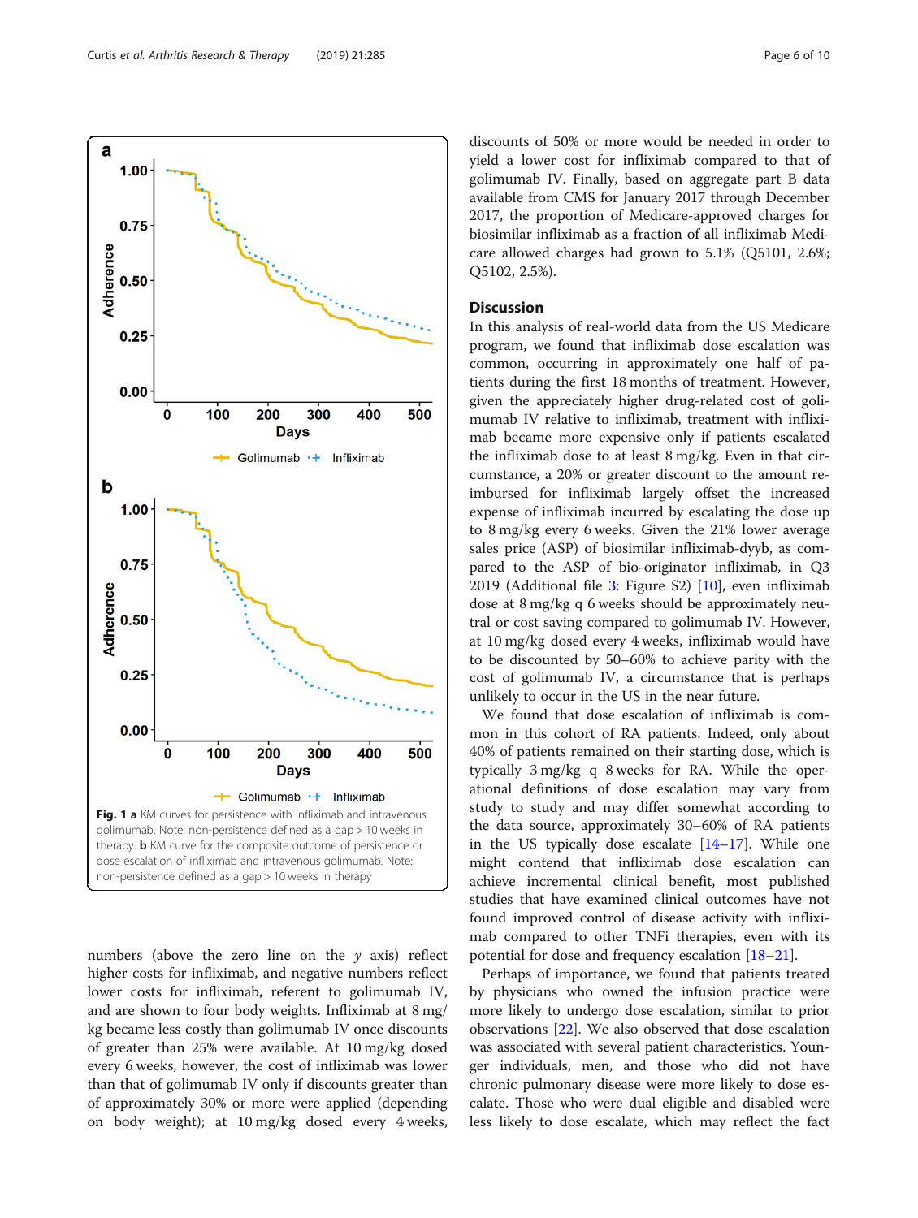Fig. 1 **a** KM curves for persistence with infliximab and intravenous golimumab. Note: non-persistence defined as a gap > 10 weeks in therapy. **b** KM curve for the composite outcome of persistence or dose escalation of infliximab and intravenous golimumab. Note: non-persistence defined as a gap > 10 weeks in therapy

numbers (above the zero line on the *y* axis) reflect higher costs for infliximab, and negative numbers reflect lower costs for infliximab, referent to golimumab IV, and are shown to four body weights. Infliximab at 8 mg/kg became less costly than golimumab IV once discounts of greater than 25% were available. At 10 mg/kg dosed every 6 weeks, however, the cost of infliximab was lower than that of golimumab IV only if discounts greater than of approximately 30% or more were applied (depending on body weight); at 10 mg/kg dosed every 4 weeks, discounts of 50% or more would be needed in order to yield a lower cost for infliximab compared to that of golimumab IV. Finally, based on aggregate part B data available from CMS for January 2017 through December 2017, the proportion of Medicare-approved charges for biosimilar infliximab as a fraction of all infliximab Medicare allowed charges had grown to 5.1% (Q5101, 2.6%; Q5102, 2.5%).

## Discussion

In this analysis of real-world data from the US Medicare program, we found that infliximab dose escalation was common, occurring in approximately one half of patients during the first 18 months of treatment. However, given the appreciately higher drug-related cost of golimumab IV relative to infliximab, treatment with infliximab became more expensive only if patients escalated the infliximab dose to at least 8 mg/kg. Even in that circumstance, a 20% or greater discount to the amount reimbursed for infliximab largely offset the increased expense of infliximab incurred by escalating the dose up to 8 mg/kg every 6 weeks. Given the 21% lower average sales price (ASP) of biosimilar infliximab-dyyb, as compared to the ASP of bio-originator infliximab, in Q3 2019 (Additional file 3: Figure S2) [10], even infliximab dose at 8 mg/kg q 6 weeks should be approximately neutral or cost saving compared to golimumab IV. However, at 10 mg/kg dosed every 4 weeks, infliximab would have to be discounted by 50–60% to achieve parity with the cost of golimumab IV, a circumstance that is perhaps unlikely to occur in the US in the near future.

We found that dose escalation of infliximab is common in this cohort of RA patients. Indeed, only about 40% of patients remained on their starting dose, which is typically 3 mg/kg q 8 weeks for RA. While the operational definitions of dose escalation may vary from study to study and may differ somewhat according to the data source, approximately 30–60% of RA patients in the US typically dose escalate [14–17]. While one might contend that infliximab dose escalation can achieve incremental clinical benefit, most published studies that have examined clinical outcomes have not found improved control of disease activity with infliximab compared to other TNFi therapies, even with its potential for dose and frequency escalation [18–21].

Perhaps of importance, we found that patients treated by physicians who owned the infusion practice were more likely to undergo dose escalation, similar to prior observations [22]. We also observed that dose escalation was associated with several patient characteristics. Younger individuals, men, and those who did not have chronic pulmonary disease were more likely to dose escalate. Those who were dual eligible and disabled were less likely to dose escalate, which may reflect the fact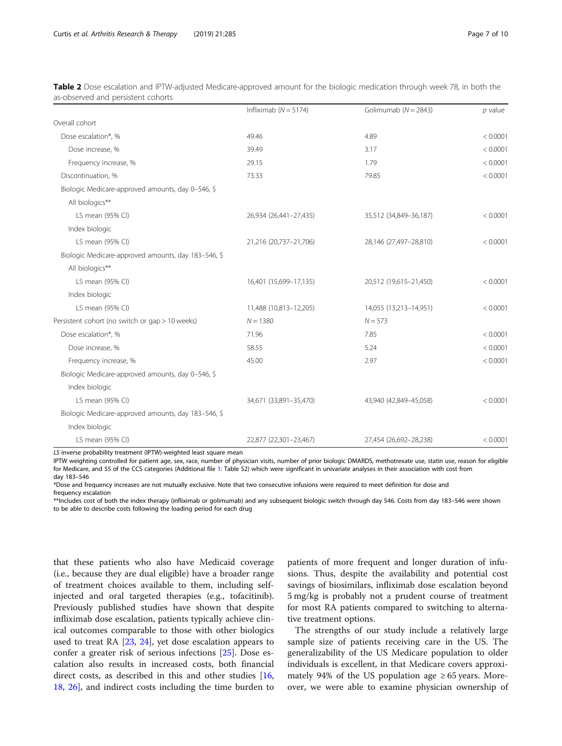**Table 2** Dose escalation and IPTW-adjusted Medicare-approved amount for the biologic medication through week 78, in both the as-observed and persistent cohorts

| | Infliximab (N = 5174) | Golimumab (N = 2843) | p value |
|---|---|---|---|
| Overall cohort | | | |
| Dose escalation*, % | 49.46 | 4.89 | < 0.0001 |
| Dose increase, % | 39.49 | 3.17 | < 0.0001 |
| Frequency increase, % | 29.15 | 1.79 | < 0.0001 |
| Discontinuation, % | 73.33 | 79.85 | < 0.0001 |
| Biologic Medicare-approved amounts, day 0–546, $ | | | |
| All biologics** | | | |
| LS mean (95% CI) | 26,934 (26,441–27,435) | 35,512 (34,849–36,187) | < 0.0001 |
| Index biologic | | | |
| LS mean (95% CI) | 21,216 (20,737–21,706) | 28,146 (27,497–28,810) | < 0.0001 |
| Biologic Medicare-approved amounts, day 183–546, $ | | | |
| All biologics** | | | |
| LS mean (95% CI) | 16,401 (15,699–17,135) | 20,512 (19,615–21,450) | < 0.0001 |
| Index biologic | | | |
| LS mean (95% CI) | 11,488 (10,813–12,205) | 14,055 (13,213–14,951) | < 0.0001 |
| Persistent cohort (no switch or gap > 10 weeks) | N = 1380 | N = 573 | |
| Dose escalation*, % | 71.96 | 7.85 | < 0.0001 |
| Dose increase, % | 58.55 | 5.24 | < 0.0001 |
| Frequency increase, % | 45.00 | 2.97 | < 0.0001 |
| Biologic Medicare-approved amounts, day 0–546, $ | | | |
| Index biologic | | | |
| LS mean (95% CI) | 34,671 (33,891–35,470) | 43,940 (42,849–45,058) | < 0.0001 |
| Biologic Medicare-approved amounts, day 183–546, $ | | | |
| Index biologic | | | |
| LS mean (95% CI) | 22,877 (22,301–23,467) | 27,454 (26,692–28,238) | < 0.0001 |

*LS* inverse probability treatment (IPTW)-weighted least square mean

IPTW weighting controlled for patient age, sex, race, number of physician visits, number of prior biologic DMARDS, methotrexate use, statin use, reason for eligible for Medicare, and 55 of the CCS categories (Additional file 1: Table S2) which were significant in univariate analyses in their association with cost from day 183–546

*Dose and frequency increases are not mutually exclusive. Note that two consecutive infusions were required to meet definition for dose and frequency escalation

**Includes cost of both the index therapy (infliximab or golimumab) and any subsequent biologic switch through day 546. Costs from day 183–546 were shown to be able to describe costs following the loading period for each drug

that these patients who also have Medicaid coverage (i.e., because they are dual eligible) have a broader range of treatment choices available to them, including self-injected and oral targeted therapies (e.g., tofacitinib). Previously published studies have shown that despite infliximab dose escalation, patients typically achieve clinical outcomes comparable to those with other biologics used to treat RA [23, 24], yet dose escalation appears to confer a greater risk of serious infections [25]. Dose escalation also results in increased costs, both financial direct costs, as described in this and other studies [16, 18, 26], and indirect costs including the time burden to patients of more frequent and longer duration of infusions. Thus, despite the availability and potential cost savings of biosimilars, infliximab dose escalation beyond 5 mg/kg is probably not a prudent course of treatment for most RA patients compared to switching to alternative treatment options.

The strengths of our study include a relatively large sample size of patients receiving care in the US. The generalizability of the US Medicare population to older individuals is excellent, in that Medicare covers approximately 94% of the US population age ≥ 65 years. Moreover, we were able to examine physician ownership of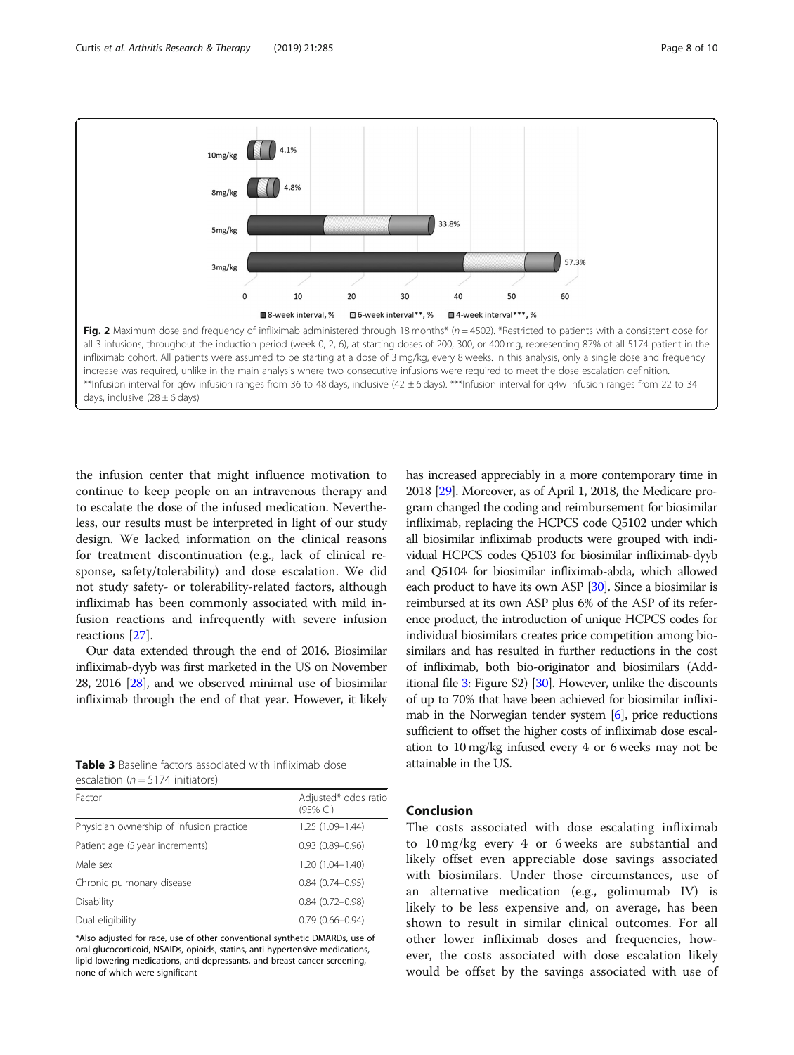**Fig. 2** Maximum dose and frequency of infliximab administered through 18 months* (*n* = 4502). *Restricted to patients with a consistent dose for all 3 infusions, throughout the induction period (week 0, 2, 6), at starting doses of 200, 300, or 400 mg, representing 87% of all 5174 patient in the infliximab cohort. All patients were assumed to be starting at a dose of 3 mg/kg, every 8 weeks. In this analysis, only a single dose and frequency increase was required, unlike in the main analysis where two consecutive infusions were required to meet the dose escalation definition. **Infusion interval for q6w infusion ranges from 36 to 48 days, inclusive (42 ± 6 days). ***Infusion interval for q4w infusion ranges from 22 to 34 days, inclusive (28 ± 6 days)

the infusion center that might influence motivation to continue to keep people on an intravenous therapy and to escalate the dose of the infused medication. Nevertheless, our results must be interpreted in light of our study design. We lacked information on the clinical reasons for treatment discontinuation (e.g., lack of clinical response, safety/tolerability) and dose escalation. We did not study safety- or tolerability-related factors, although infliximab has been commonly associated with mild infusion reactions and infrequently with severe infusion reactions [27].

Our data extended through the end of 2016. Biosimilar infliximab-dyyb was first marketed in the US on November 28, 2016 [28], and we observed minimal use of biosimilar infliximab through the end of that year. However, it likely has increased appreciably in a more contemporary time in 2018 [29]. Moreover, as of April 1, 2018, the Medicare program changed the coding and reimbursement for biosimilar infliximab, replacing the HCPCS code Q5102 under which all biosimilar infliximab products were grouped with individual HCPCS codes Q5103 for biosimilar infliximab-dyyb and Q5104 for biosimilar infliximab-abda, which allowed each product to have its own ASP [30]. Since a biosimilar is reimbursed at its own ASP plus 6% of the ASP of its reference product, the introduction of unique HCPCS codes for individual biosimilars creates price competition among biosimilars and has resulted in further reductions in the cost of infliximab, both bio-originator and biosimilars (Additional file 3: Figure S2) [30]. However, unlike the discounts of up to 70% that have been achieved for biosimilar infliximab in the Norwegian tender system [6], price reductions sufficient to offset the higher costs of infliximab dose escalation to 10 mg/kg infused every 4 or 6 weeks may not be attainable in the US.

**Table 3** Baseline factors associated with infliximab dose escalation (*n* = 5174 initiators)

| Factor | Adjusted* odds ratio (95% CI) |
|---|---|
| Physician ownership of infusion practice | 1.25 (1.09–1.44) |
| Patient age (5 year increments) | 0.93 (0.89–0.96) |
| Male sex | 1.20 (1.04–1.40) |
| Chronic pulmonary disease | 0.84 (0.74–0.95) |
| Disability | 0.84 (0.72–0.98) |
| Dual eligibility | 0.79 (0.66–0.94) |

*Also adjusted for race, use of other conventional synthetic DMARDs, use of oral glucocorticoid, NSAIDs, opioids, statins, anti-hypertensive medications, lipid lowering medications, anti-depressants, and breast cancer screening, none of which were significant

## Conclusion

The costs associated with dose escalating infliximab to 10 mg/kg every 4 or 6 weeks are substantial and likely offset even appreciable dose savings associated with biosimilars. Under those circumstances, use of an alternative medication (e.g., golimumab IV) is likely to be less expensive and, on average, has been shown to result in similar clinical outcomes. For all other lower infliximab doses and frequencies, however, the costs associated with dose escalation likely would be offset by the savings associated with use of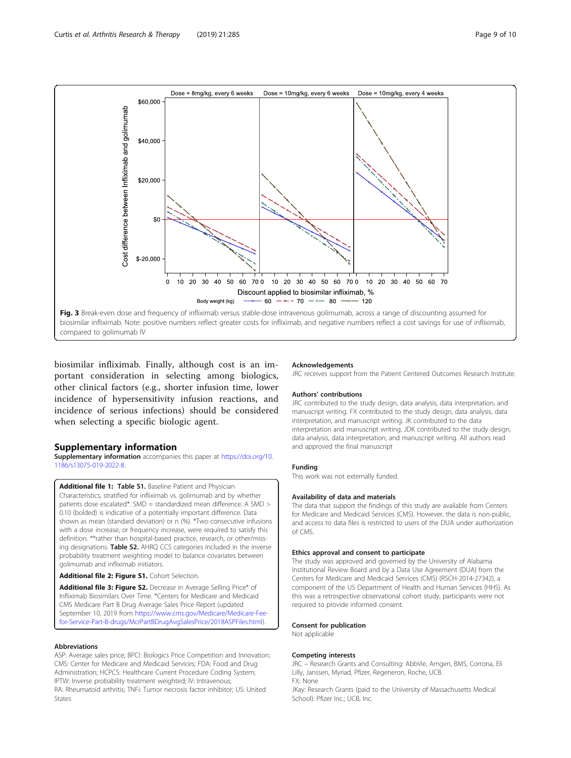Fig. 3 Break-even dose and frequency of infliximab versus stable-dose intravenous golimumab, across a range of discounting assumed for biosimilar infliximab. Note: positive numbers reflect greater costs for infliximab, and negative numbers reflect a cost savings for use of infliximab, compared to golimumab IV

biosimilar infliximab. Finally, although cost is an important consideration in selecting among biologics, other clinical factors (e.g., shorter infusion time, lower incidence of hypersensitivity infusion reactions, and incidence of serious infections) should be considered when selecting a specific biologic agent.

## Supplementary information

**Supplementary information** accompanies this paper at https://doi.org/10.1186/s13075-019-2022-8.

**Additional file 1: Table S1.** Baseline Patient and Physician Characteristics, stratified for infliximab vs. golimumab and by whether patients dose escalated*. SMD = standardized mean difference. A SMD > 0.10 (bolded) is indicative of a potentially important difference. Data shown as mean (standard deviation) or n (%). *Two consecutive infusions with a dose increase, or frequency increase, were required to satisfy this definition. **rather than hospital-based practice, research, or other/missing designations. **Table S2.** AHRQ CCS categories included in the inverse probability treatment weighting model to balance covariates between golimumab and infliximab initiators.

**Additional file 2: Figure S1.** Cohort Selection.

**Additional file 3: Figure S2.** Decrease in Average Selling Price* of Infliximab Biosimilars Over Time. *Centers for Medicare and Medicaid CMS Medicare Part B Drug Average Sales Price Report (updated September 10, 2019 from https://www.cms.gov/Medicare/Medicare-Fee-for-Service-Part-B-drugs/McrPartBDrugAvgSalesPrice/2018ASPFiles.html).

### Abbreviations

ASP: Average sales price; BPCI: Biologics Price Competition and Innovation; CMS: Center for Medicare and Medicaid Services; FDA: Food and Drug Administration; HCPCS: Healthcare Current Procedure Coding System; IPTW: Inverse probability treatment weighted; IV: Intravenous; RA: Rheumatoid arthritis; TNFi: Tumor necrosis factor inhibitor; US: United States

### Acknowledgements

JRC receives support from the Patient Centered Outcomes Research Institute.

### Authors' contributions

JRC contributed to the study design, data analysis, data interpretation, and manuscript writing. FX contributed to the study design, data analysis, data interpretation, and manuscript writing. JK contributed to the data interpretation and manuscript writing. JDK contributed to the study design, data analysis, data interpretation, and manuscript writing. All authors read and approved the final manuscript

### Funding

This work was not externally funded.

### Availability of data and materials

The data that support the findings of this study are available from Centers for Medicare and Medicaid Services (CMS). However, the data is non-public, and access to data files is restricted to users of the DUA under authorization of CMS.

### Ethics approval and consent to participate

The study was approved and governed by the University of Alabama Institutional Review Board and by a Data Use Agreement (DUA) from the Centers for Medicare and Medicaid Services (CMS) (RSCH-2014-27342), a component of the US Department of Health and Human Services (HHS). As this was a retrospective observational cohort study, participants were not required to provide informed consent.

### Consent for publication

Not applicable

### Competing interests

JRC – Research Grants and Consulting: AbbVie, Amgen, BMS, Corrona, Eli Lilly, Janssen, Myriad, Pfizer, Regeneron, Roche, UCB.
FX: None
JKay: Research Grants (paid to the University of Massachusetts Medical School): Pfizer Inc.; UCB, Inc.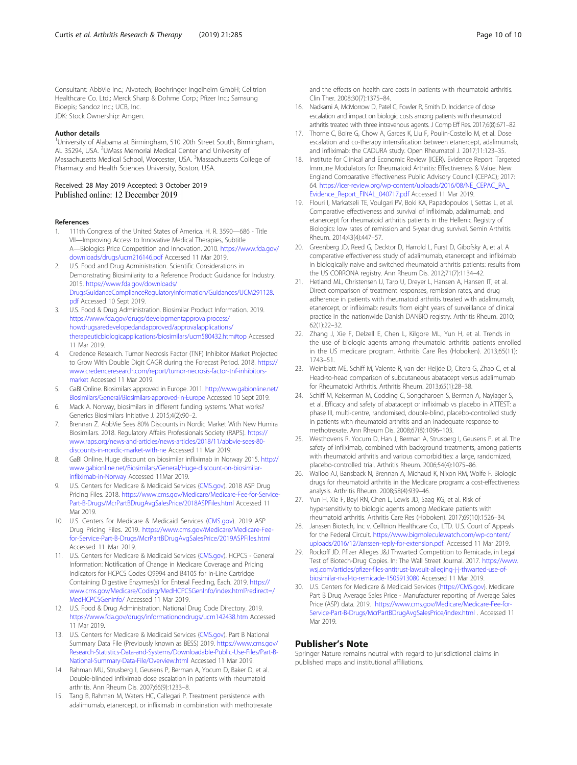Consultant: AbbVie Inc.; Alvotech; Boehringer Ingelheim GmbH; Celltrion Healthcare Co. Ltd.; Merck Sharp & Dohme Corp.; Pfizer Inc.; Samsung Bioepis; Sandoz Inc.; UCB, Inc.
JDK: Stock Ownership: Amgen.

#### Author details

[1]University of Alabama at Birmingham, 510 20th Street South, Birmingham, AL 35294, USA. [2]UMass Memorial Medical Center and University of Massachusetts Medical School, Worcester, USA. [3]Massachusetts College of Pharmacy and Health Sciences University, Boston, USA.

Received: 28 May 2019 Accepted: 3 October 2019
Published online: 12 December 2019

#### References

1. 111th Congress of the United States of America. H. R. 3590—686 - Title VII—Improving Access to Innovative Medical Therapies, Subtitle A—Biologics Price Competition and Innovation. 2010. https://www.fda.gov/downloads/drugs/ucm216146.pdf Accessed 11 Mar 2019.
2. U.S. Food and Drug Administration. Scientific Considerations in Demonstrating Biosimilarity to a Reference Product: Guidance for Industry. 2015. https://www.fda.gov/downloads/DrugsGuidanceComplianceRegulatoryInformation/Guidances/UCM291128.pdf Accessed 10 Sept 2019.
3. U.S. Food & Drug Administration. Biosimilar Product Information. 2019. https://www.fda.gov/drugs/developmentapprovalprocess/howdrugsaredevelopedandapproved/approvalapplications/therapeuticbiologicapplications/biosimilars/ucm580432.htm#top Accessed 11 Mar 2019.
4. Credence Research. Tumor Necrosis Factor (TNF) Inhibitor Market Projected to Grow With Double Digit CAGR during the Forecast Period. 2018. https://www.credenceresearch.com/report/tumor-necrosis-factor-tnf-inhibitors-market Accessed 11 Mar 2019.
5. GaBI Online. Biosimilars approved in Europe. 2011. http://www.gabionline.net/Biosimilars/General/Biosimilars-approved-in-Europe Accessed 10 Sept 2019.
6. Mack A. Norway, biosimilars in different funding systems. What works? Generics Biosimilars Initiative J. 2015;4(2):90–2.
7. Brennan Z. AbbVie Sees 80% Discounts in Nordic Market With New Humira Biosimilars. 2018. Regulatory Affairs Professionals Society (RAPS). https://www.raps.org/news-and-articles/news-articles/2018/11/abbvie-sees-80-discounts-in-nordic-market-with-ne Accessed 11 Mar 2019.
8. GaBI Online. Huge discount on biosimilar infliximab in Norway 2015. http://www.gabionline.net/Biosimilars/General/Huge-discount-on-biosimilar-infliximab-in-Norway Accessed 11Mar 2019.
9. U.S. Centers for Medicare & Medicaid Services (CMS.gov). 2018 ASP Drug Pricing Files. 2018. https://www.cms.gov/Medicare/Medicare-Fee-for-Service-Part-B-Drugs/McrPartBDrugAvgSalesPrice/2018ASPFiles.html Accessed 11 Mar 2019.
10. U.S. Centers for Medicare & Medicaid Services (CMS.gov). 2019 ASP Drug Pricing Files. 2019. https://www.cms.gov/Medicare/Medicare-Fee-for-Service-Part-B-Drugs/McrPartBDrugAvgSalesPrice/2019ASPFiles.html Accessed 11 Mar 2019.
11. U.S. Centers for Medicare & Medicaid Services (CMS.gov). HCPCS - General Information: Notification of Change in Medicare Coverage and Pricing Indicators for HCPCS Codes Q9994 and B4105 for In-Line Cartridge Containing Digestive Enzymes(s) for Enteral Feeding, Each. 2019. https://www.cms.gov/Medicare/Coding/MedHCPCSGenInfo/index.html?redirect=/MedHCPCSGenInfo/ Accessed 11 Mar 2019.
12. U.S. Food & Drug Administration. National Drug Code Directory. 2019. https://www.fda.gov/drugs/informationondrugs/ucm142438.htm Accessed 11 Mar 2019.
13. U.S. Centers for Medicare & Medicaid Services (CMS.gov). Part B National Summary Data File (Previously known as BESS) 2019. https://www.cms.gov/Research-Statistics-Data-and-Systems/Downloadable-Public-Use-Files/Part-B-National-Summary-Data-File/Overview.html Accessed 11 Mar 2019.
14. Rahman MU, Strusberg I, Geusens P, Berman A, Yocum D, Baker D, et al. Double-blinded infliximab dose escalation in patients with rheumatoid arthritis. Ann Rheum Dis. 2007;66(9):1233–8.
15. Tang B, Rahman M, Waters HC, Callegari P. Treatment persistence with adalimumab, etanercept, or infliximab in combination with methotrexate and the effects on health care costs in patients with rheumatoid arthritis. Clin Ther. 2008;30(7):1375–84.
16. Nadkarni A, McMorrow D, Patel C, Fowler R, Smith D. Incidence of dose escalation and impact on biologic costs among patients with rheumatoid arthritis treated with three intravenous agents. J Comp Eff Res. 2017;6(8):671–82.
17. Thorne C, Boire G, Chow A, Garces K, Liu F, Poulin-Costello M, et al. Dose escalation and co-therapy intensification between etanercept, adalimumab, and infliximab: the CADURA study. Open Rheumatol J. 2017;11:123–35.
18. Institute for Clinical and Economic Review (ICER). Evidence Report: Targeted Immune Modulators for Rheumatoid Arthritis: Effectiveness & Value. New England Comparative Effectiveness Public Advisory Council (CEPAC); 2017: 64. https://icer-review.org/wp-content/uploads/2016/08/NE_CEPAC_RA_Evidence_Report_FINAL_040717.pdf Accessed 11 Mar 2019.
19. Flouri I, Markatseli TE, Voulgari PV, Boki KA, Papadopoulos I, Settas L, et al. Comparative effectiveness and survival of infliximab, adalimumab, and etanercept for rheumatoid arthritis patients in the Hellenic Registry of Biologics: low rates of remission and 5-year drug survival. Semin Arthritis Rheum. 2014;43(4):447–57.
20. Greenberg JD, Reed G, Decktor D, Harrold L, Furst D, Gibofsky A, et al. A comparative effectiveness study of adalimumab, etanercept and infliximab in biologically naive and switched rheumatoid arthritis patients: results from the US CORRONA registry. Ann Rheum Dis. 2012;71(7):1134–42.
21. Hetland ML, Christensen IJ, Tarp U, Dreyer L, Hansen A, Hansen IT, et al. Direct comparison of treatment responses, remission rates, and drug adherence in patients with rheumatoid arthritis treated with adalimumab, etanercept, or infliximab: results from eight years of surveillance of clinical practice in the nationwide Danish DANBIO registry. Arthritis Rheum. 2010; 62(1):22–32.
22. Zhang J, Xie F, Delzell E, Chen L, Kilgore ML, Yun H, et al. Trends in the use of biologic agents among rheumatoid arthritis patients enrolled in the US medicare program. Arthritis Care Res (Hoboken). 2013;65(11): 1743–51.
23. Weinblatt ME, Schiff M, Valente R, van der Heijde D, Citera G, Zhao C, et al. Head-to-head comparison of subcutaneous abatacept versus adalimumab for Rheumatoid Arthritis. Arthritis Rheum. 2013;65(1):28–38.
24. Schiff M, Keiserman M, Codding C, Songcharoen S, Berman A, Nayiager S, et al. Efficacy and safety of abatacept or infliximab vs placebo in ATTEST: a phase III, multi-centre, randomised, double-blind, placebo-controlled study in patients with rheumatoid arthritis and an inadequate response to methotrexate. Ann Rheum Dis. 2008;67(8):1096–103.
25. Westhovens R, Yocum D, Han J, Berman A, Strusberg I, Geusens P, et al. The safety of infliximab, combined with background treatments, among patients with rheumatoid arthritis and various comorbidities: a large, randomized, placebo-controlled trial. Arthritis Rheum. 2006;54(4):1075–86.
26. Wailoo AJ, Bansback N, Brennan A, Michaud K, Nixon RM, Wolfe F. Biologic drugs for rheumatoid arthritis in the Medicare program: a cost-effectiveness analysis. Arthritis Rheum. 2008;58(4):939–46.
27. Yun H, Xie F, Beyl RN, Chen L, Lewis JD, Saag KG, et al. Risk of hypersensitivity to biologic agents among Medicare patients with rheumatoid arthritis. Arthritis Care Res (Hoboken). 2017;69(10):1526–34.
28. Janssen Biotech, Inc v. Celltrion Healthcare Co., LTD. U.S. Court of Appeals for the Federal Circuit. https://www.bigmoleculewatch.com/wp-content/uploads/2016/12/Janssen-reply-for-extension.pdf. Accessed 11 Mar 2019.
29. Rockoff JD. Pfizer Alleges J&J Thwarted Competition to Remicade, in Legal Test of Biotech-Drug Copies. In: The Wall Street Journal. 2017. https://www.wsj.com/articles/pfizer-files-antitrust-lawsuit-alleging-j-j-thwarted-use-of-biosimilar-rival-to-remicade-1505913080 Accessed 11 Mar 2019.
30. U.S. Centers for Medicare & Medicaid Services (https://CMS.gov). Medicare Part B Drug Average Sales Price - Manufacturer reporting of Average Sales Price (ASP) data. 2019. https://www.cms.gov/Medicare/Medicare-Fee-for-Service-Part-B-Drugs/McrPartBDrugAvgSalesPrice/index.html . Accessed 11 Mar 2019.

## Publisher's Note

Springer Nature remains neutral with regard to jurisdictional claims in published maps and institutional affiliations.